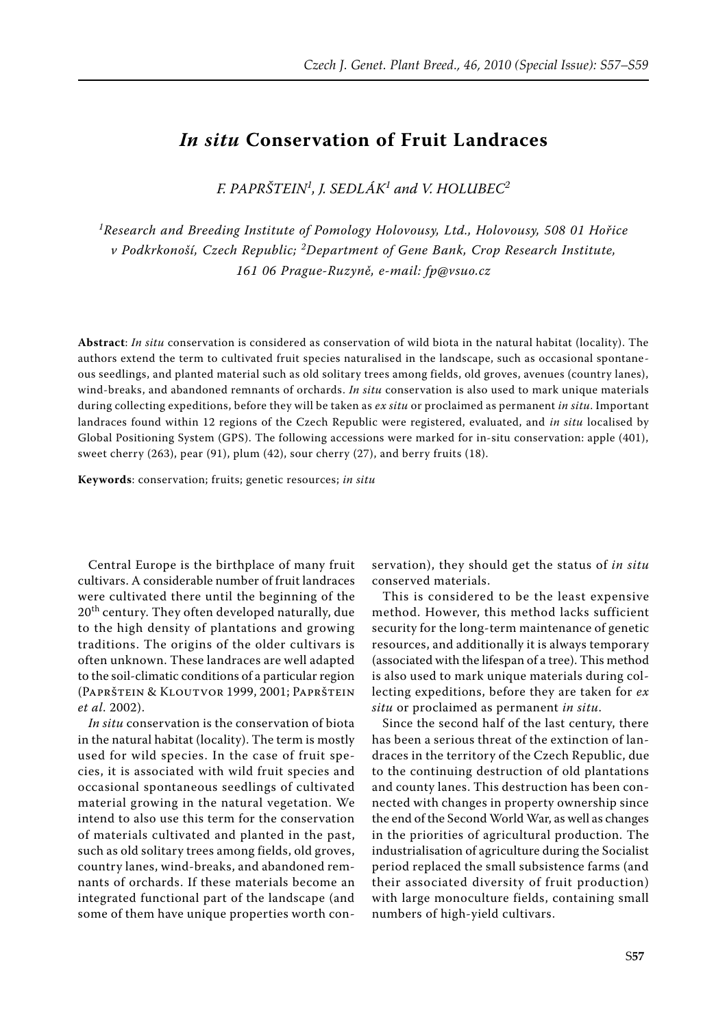# *In situ* Conservation of Fruit Landraces

*F. PAPRŠTEIN[1], J. SEDLÁK[1] and V. HOLUBEC[2]*

*[1]Research and Breeding Institute of Pomology Holovousy, Ltd., Holovousy, 508 01 Hořice v Podkrkonoší, Czech Republic; [2]Department of Gene Bank, Crop Research Institute, 161 06 Prague-Ruzyně, e-mail: fp@vsuo.cz*

**Abstract**: *In situ* conservation is considered as conservation of wild biota in the natural habitat (locality). The authors extend the term to cultivated fruit species naturalised in the landscape, such as occasional spontaneous seedlings, and planted material such as old solitary trees among fields, old groves, avenues (country lanes), wind-breaks, and abandoned remnants of orchards. *In situ* conservation is also used to mark unique materials during collecting expeditions, before they will be taken as *ex situ* or proclaimed as permanent *in situ*. Important landraces found within 12 regions of the Czech Republic were registered, evaluated, and *in situ* localised by Global Positioning System (GPS). The following accessions were marked for in-situ conservation: apple (401), sweet cherry (263), pear (91), plum (42), sour cherry (27), and berry fruits (18).

**Keywords**: conservation; fruits; genetic resources; *in situ*

Central Europe is the birthplace of many fruit cultivars. A considerable number of fruit landraces were cultivated there until the beginning of the 20$^{th}$ century. They often developed naturally, due to the high density of plantations and growing traditions. The origins of the older cultivars is often unknown. These landraces are well adapted to the soil-climatic conditions of a particular region (Paprštein & Kloutvor 1999, 2001; Paprštein *et al*. 2002).

*In situ* conservation is the conservation of biota in the natural habitat (locality). The term is mostly used for wild species. In the case of fruit species, it is associated with wild fruit species and occasional spontaneous seedlings of cultivated material growing in the natural vegetation. We intend to also use this term for the conservation of materials cultivated and planted in the past, such as old solitary trees among fields, old groves, country lanes, wind-breaks, and abandoned remnants of orchards. If these materials become an integrated functional part of the landscape (and some of them have unique properties worth conservation), they should get the status of *in situ* conserved materials.

This is considered to be the least expensive method. However, this method lacks sufficient security for the long-term maintenance of genetic resources, and additionally it is always temporary (associated with the lifespan of a tree). This method is also used to mark unique materials during collecting expeditions, before they are taken for *ex situ* or proclaimed as permanent *in situ*.

Since the second half of the last century, there has been a serious threat of the extinction of landraces in the territory of the Czech Republic, due to the continuing destruction of old plantations and county lanes. This destruction has been connected with changes in property ownership since the end of the Second World War, as well as changes in the priorities of agricultural production. The industrialisation of agriculture during the Socialist period replaced the small subsistence farms (and their associated diversity of fruit production) with large monoculture fields, containing small numbers of high-yield cultivars.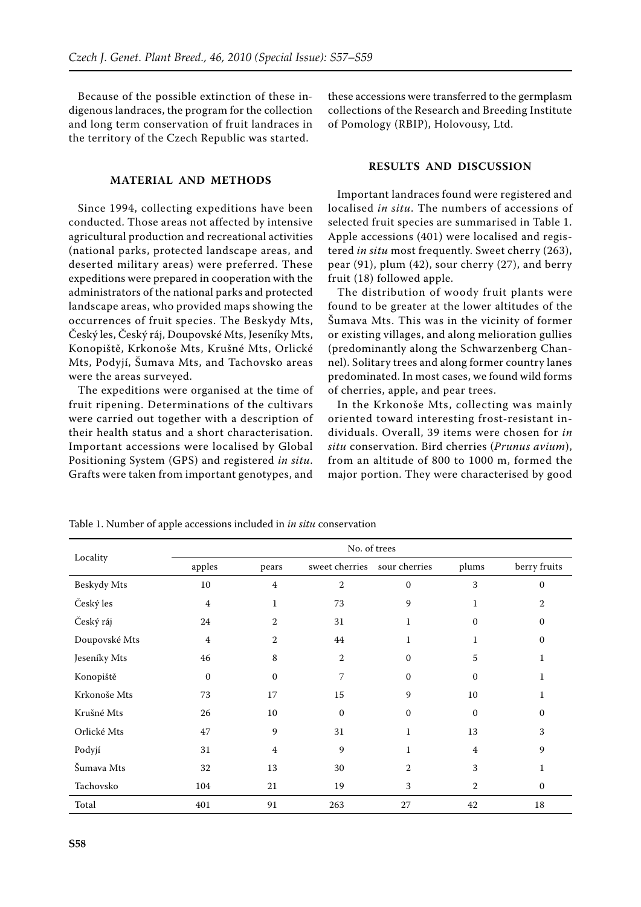Because of the possible extinction of these indigenous landraces, the program for the collection and long term conservation of fruit landraces in the territory of the Czech Republic was started.

## MATERIAL AND METHODS

Since 1994, collecting expeditions have been conducted. Those areas not affected by intensive agricultural production and recreational activities (national parks, protected landscape areas, and deserted military areas) were preferred. These expeditions were prepared in cooperation with the administrators of the national parks and protected landscape areas, who provided maps showing the occurrences of fruit species. The Beskydy Mts, Český les, Český ráj, Doupovské Mts, Jeseníky Mts, Konopiště, Krkonoše Mts, Krušné Mts, Orlické Mts, Podyjí, Šumava Mts, and Tachovsko areas were the areas surveyed.

The expeditions were organised at the time of fruit ripening. Determinations of the cultivars were carried out together with a description of their health status and a short characterisation. Important accessions were localised by Global Positioning System (GPS) and registered *in situ*. Grafts were taken from important genotypes, and these accessions were transferred to the germplasm collections of the Research and Breeding Institute of Pomology (RBIP), Holovousy, Ltd.

## RESULTS AND DISCUSSION

Important landraces found were registered and localised *in situ*. The numbers of accessions of selected fruit species are summarised in Table 1. Apple accessions (401) were localised and registered *in situ* most frequently. Sweet cherry (263), pear (91), plum (42), sour cherry (27), and berry fruit (18) followed apple.

The distribution of woody fruit plants were found to be greater at the lower altitudes of the Šumava Mts. This was in the vicinity of former or existing villages, and along melioration gullies (predominantly along the Schwarzenberg Channel). Solitary trees and along former country lanes predominated. In most cases, we found wild forms of cherries, apple, and pear trees.

In the Krkonoše Mts, collecting was mainly oriented toward interesting frost-resistant individuals. Overall, 39 items were chosen for *in situ* conservation. Bird cherries (*Prunus avium*), from an altitude of 800 to 1000 m, formed the major portion. They were characterised by good

Table 1. Number of apple accessions included in *in situ* conservation

| Locality | No. of trees | | | | | |
|---|---|---|---|---|---|---|
| | apples | pears | sweet cherries | sour cherries | plums | berry fruits |
| Beskydy Mts | 10 | 4 | 2 | 0 | 3 | 0 |
| Český les | 4 | 1 | 73 | 9 | 1 | 2 |
| Český ráj | 24 | 2 | 31 | 1 | 0 | 0 |
| Doupovské Mts | 4 | 2 | 44 | 1 | 1 | 0 |
| Jeseníky Mts | 46 | 8 | 2 | 0 | 5 | 1 |
| Konopiště | 0 | 0 | 7 | 0 | 0 | 1 |
| Krkonoše Mts | 73 | 17 | 15 | 9 | 10 | 1 |
| Krušné Mts | 26 | 10 | 0 | 0 | 0 | 0 |
| Orlické Mts | 47 | 9 | 31 | 1 | 13 | 3 |
| Podyjí | 31 | 4 | 9 | 1 | 4 | 9 |
| Šumava Mts | 32 | 13 | 30 | 2 | 3 | 1 |
| Tachovsko | 104 | 21 | 19 | 3 | 2 | 0 |
| Total | 401 | 91 | 263 | 27 | 42 | 18 |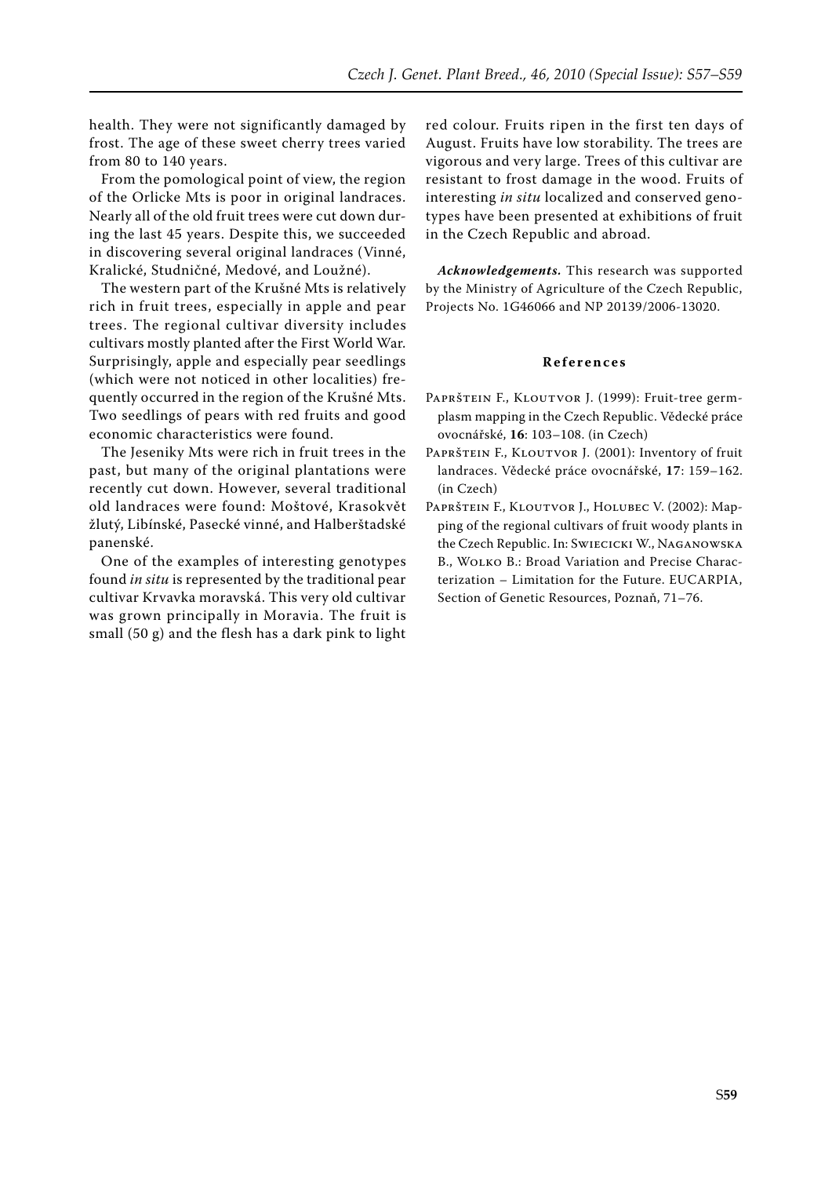health. They were not significantly damaged by frost. The age of these sweet cherry trees varied from 80 to 140 years.

From the pomological point of view, the region of the Orlicke Mts is poor in original landraces. Nearly all of the old fruit trees were cut down during the last 45 years. Despite this, we succeeded in discovering several original landraces (Vinné, Kralické, Studničné, Medové, and Loužné).

The western part of the Krušné Mts is relatively rich in fruit trees, especially in apple and pear trees. The regional cultivar diversity includes cultivars mostly planted after the First World War. Surprisingly, apple and especially pear seedlings (which were not noticed in other localities) frequently occurred in the region of the Krušné Mts. Two seedlings of pears with red fruits and good economic characteristics were found.

The Jeseniky Mts were rich in fruit trees in the past, but many of the original plantations were recently cut down. However, several traditional old landraces were found: Moštové, Krasokvět žlutý, Libínské, Pasecké vinné, and Halberštadské panenské.

One of the examples of interesting genotypes found *in situ* is represented by the traditional pear cultivar Krvavka moravská. This very old cultivar was grown principally in Moravia. The fruit is small (50 g) and the flesh has a dark pink to light red colour. Fruits ripen in the first ten days of August. Fruits have low storability. The trees are vigorous and very large. Trees of this cultivar are resistant to frost damage in the wood. Fruits of interesting *in situ* localized and conserved genotypes have been presented at exhibitions of fruit in the Czech Republic and abroad.

***Acknowledgements.*** This research was supported by the Ministry of Agriculture of the Czech Republic, Projects No. 1G46066 and NP 20139/2006-13020.

## References

Paprštein F., Kloutvor J. (1999): Fruit-tree germplasm mapping in the Czech Republic. Vědecké práce ovocnářské, **16**: 103–108. (in Czech)

Paprštein F., Kloutvor J. (2001): Inventory of fruit landraces. Vědecké práce ovocnářské, **17**: 159–162. (in Czech)

Paprštein F., Kloutvor J., Holubec V. (2002): Mapping of the regional cultivars of fruit woody plants in the Czech Republic. In: Swiecicki W., Naganowska B., Wolko B.: Broad Variation and Precise Characterization – Limitation for the Future. EUCARPIA, Section of Genetic Resources, Poznaň, 71–76.